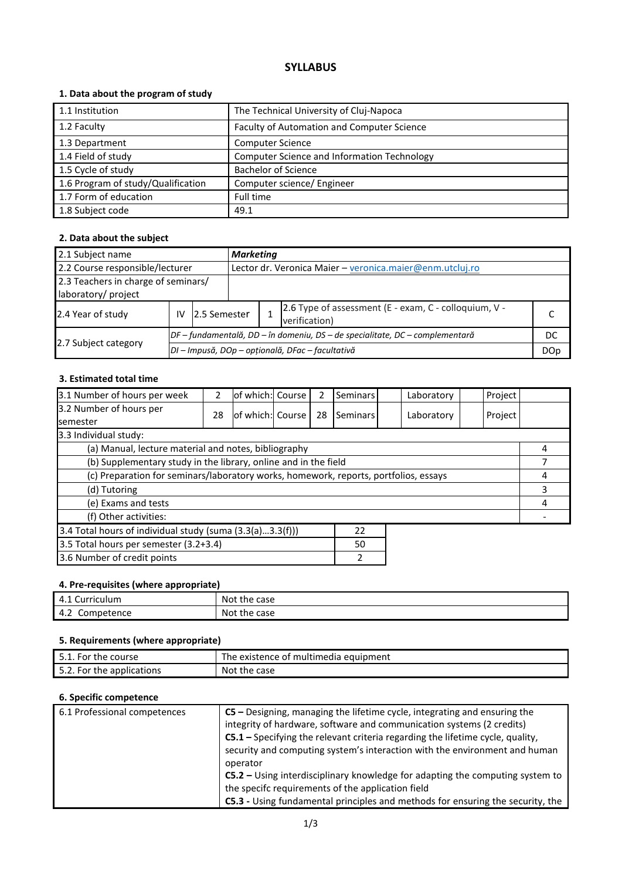# SYLLABUS

### 1. Data about the program of study

| | |
|---|---|
| 1.1 Institution | The Technical University of Cluj-Napoca |
| 1.2 Faculty | Faculty of Automation and Computer Science |
| 1.3 Department | Computer Science |
| 1.4 Field of study | Computer Science and Information Technology |
| 1.5 Cycle of study | Bachelor of Science |
| 1.6 Program of study/Qualification | Computer science/ Engineer |
| 1.7 Form of education | Full time |
| 1.8 Subject code | 49.1 |

### 2. Data about the subject

| | | | | | |
|---|---|---|---|---|---|
| 2.1 Subject name | ***Marketing*** | | | | |
| 2.2 Course responsible/lecturer | Lector dr. Veronica Maier – veronica.maier@enm.utcluj.ro | | | | |
| 2.3 Teachers in charge of seminars/ laboratory/ project | | | | | |
| 2.4 Year of study | IV | 2.5 Semester | 1 | 2.6 Type of assessment (E - exam, C - colloquium, V - verification) | C |
| 2.7 Subject category | *DF – fundamentală, DD – în domeniu, DS – de specialitate, DC – complementară* | | | | DC |
| | *DI – Impusă, DOp – opțională, DFac – facultativă* | | | | DOp |

### 3. Estimated total time

| | | | | | | | | | | |
|---|---|---|---|---|---|---|---|---|---|---|
| 3.1 Number of hours per week | 2 | of which: | Course | 2 | Seminars | | Laboratory | | Project | |
| 3.2 Number of hours per semester | 28 | of which: | Course | 28 | Seminars | | Laboratory | | Project | |
| 3.3 Individual study: | | | | | | | | | | |
| (a) Manual, lecture material and notes, bibliography | | | | | | | | | | 4 |
| (b) Supplementary study in the library, online and in the field | | | | | | | | | | 7 |
| (c) Preparation for seminars/laboratory works, homework, reports, portfolios, essays | | | | | | | | | | 4 |
| (d) Tutoring | | | | | | | | | | 3 |
| (e) Exams and tests | | | | | | | | | | 4 |
| (f) Other activities: | | | | | | | | | | - |

| | |
|---|---|
| 3.4 Total hours of individual study (suma (3.3(a)...3.3(f))) | 22 |
| 3.5 Total hours per semester (3.2+3.4) | 50 |
| 3.6 Number of credit points | 2 |

### 4. Pre-requisites (where appropriate)

| | |
|---|---|
| 4.1 Curriculum | Not the case |
| 4.2 Competence | Not the case |

### 5. Requirements (where appropriate)

| | |
|---|---|
| 5.1. For the course | The existence of multimedia equipment |
| 5.2. For the applications | Not the case |

### 6. Specific competence

| | |
|---|---|
| 6.1 Professional competences | **C5 –** Designing, managing the lifetime cycle, integrating and ensuring the integrity of hardware, software and communication systems (2 credits)<br>**C5.1 –** Specifying the relevant criteria regarding the lifetime cycle, quality, security and computing system's interaction with the environment and human operator<br>**C5.2 –** Using interdisciplinary knowledge for adapting the computing system to the specifc requirements of the application field<br>**C5.3 -** Using fundamental principles and methods for ensuring the security, the |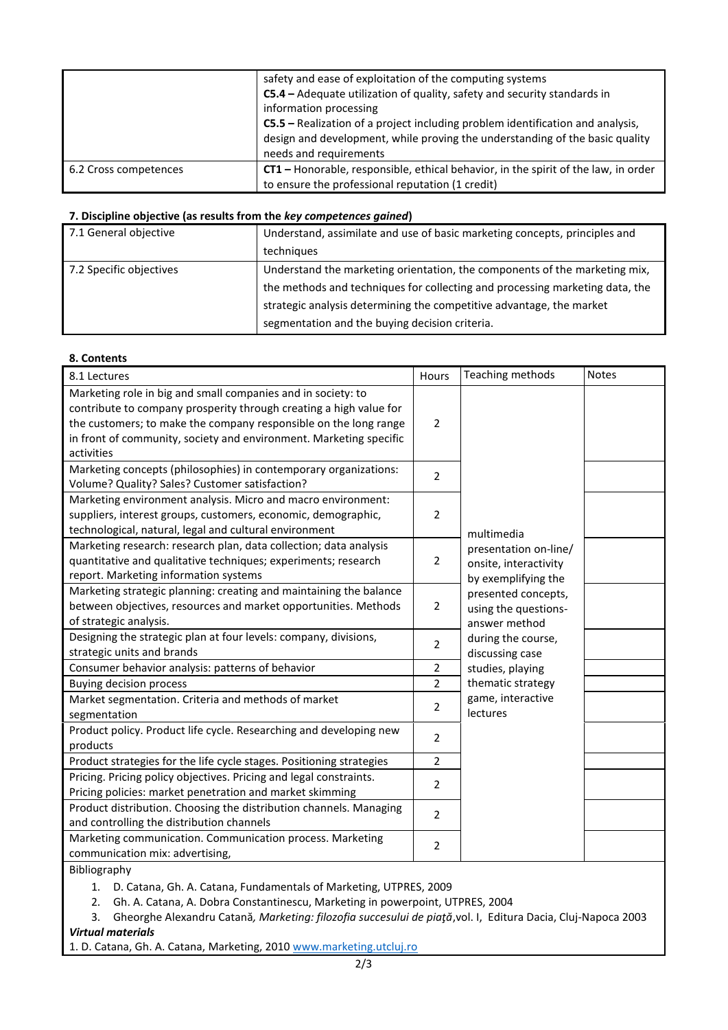| | |
|---|---|
| | safety and ease of exploitation of the computing systems<br>**C5.4 –** Adequate utilization of quality, safety and security standards in information processing<br>**C5.5 –** Realization of a project including problem identification and analysis, design and development, while proving the understanding of the basic quality needs and requirements |
| 6.2 Cross competences | **CT1 –** Honorable, responsible, ethical behavior, in the spirit of the law, in order to ensure the professional reputation (1 credit) |

### 7. Discipline objective (as results from the *key competences gained*)

| | |
|---|---|
| 7.1 General objective | Understand, assimilate and use of basic marketing concepts, principles and techniques |
| 7.2 Specific objectives | Understand the marketing orientation, the components of the marketing mix, the methods and techniques for collecting and processing marketing data, the strategic analysis determining the competitive advantage, the market segmentation and the buying decision criteria. |

### 8. Contents

| 8.1 Lectures | Hours | Teaching methods | Notes |
|---|---|---|---|
| Marketing role in big and small companies and in society: to contribute to company prosperity through creating a high value for the customers; to make the company responsible on the long range in front of community, society and environment. Marketing specific activities | 2 | multimedia presentation on-line/ onsite, interactivity by exemplifying the presented concepts, using the questions-answer method during the course, discussing case studies, playing thematic strategy game, interactive lectures | |
| Marketing concepts (philosophies) in contemporary organizations: Volume? Quality? Sales? Customer satisfaction? | 2 | | |
| Marketing environment analysis. Micro and macro environment: suppliers, interest groups, customers, economic, demographic, technological, natural, legal and cultural environment | 2 | | |
| Marketing research: research plan, data collection; data analysis quantitative and qualitative techniques; experiments; research report. Marketing information systems | 2 | | |
| Marketing strategic planning: creating and maintaining the balance between objectives, resources and market opportunities. Methods of strategic analysis. | 2 | | |
| Designing the strategic plan at four levels: company, divisions, strategic units and brands | 2 | | |
| Consumer behavior analysis: patterns of behavior | 2 | | |
| Buying decision process | 2 | | |
| Market segmentation. Criteria and methods of market segmentation | 2 | | |
| Product policy. Product life cycle. Researching and developing new products | 2 | | |
| Product strategies for the life cycle stages. Positioning strategies | 2 | | |
| Pricing. Pricing policy objectives. Pricing and legal constraints. Pricing policies: market penetration and market skimming | 2 | | |
| Product distribution. Choosing the distribution channels. Managing and controlling the distribution channels | 2 | | |
| Marketing communication. Communication process. Marketing communication mix: advertising, | 2 | | |

Bibliography

1. D. Catana, Gh. A. Catana, Fundamentals of Marketing, UTPRES, 2009
2. Gh. A. Catana, A. Dobra Constantinescu, Marketing in powerpoint, UTPRES, 2004
3. Gheorghe Alexandru Catană, *Marketing: filozofia succesului de piaţă*,vol. I, Editura Dacia, Cluj-Napoca 2003

***Virtual materials***

1. D. Catana, Gh. A. Catana, Marketing, 2010 www.marketing.utcluj.ro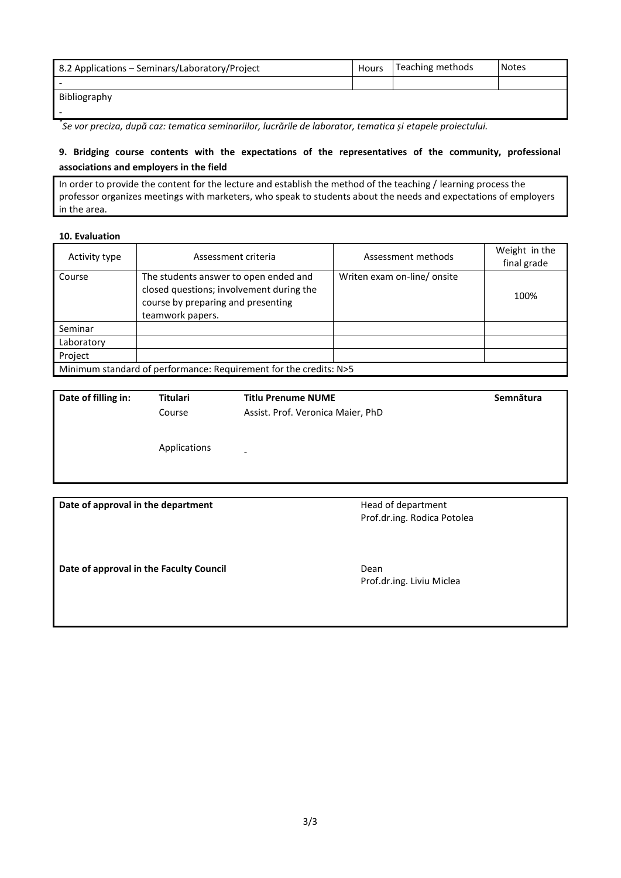| 8.2 Applications – Seminars/Laboratory/Project | Hours | Teaching methods | Notes |
|---|---|---|---|
| - | | | |
| Bibliography | | | |
| - | | | |

*Se vor preciza, după caz: tematica seminariilor, lucrările de laborator, tematica și etapele proiectului.*

**9. Bridging course contents with the expectations of the representatives of the community, professional associations and employers in the field**

In order to provide the content for the lecture and establish the method of the teaching / learning process the professor organizes meetings with marketers, who speak to students about the needs and expectations of employers in the area.

**10. Evaluation**

| Activity type | Assessment criteria | Assessment methods | Weight in the final grade |
|---|---|---|---|
| Course | The students answer to open ended and closed questions; involvement during the course by preparing and presenting teamwork papers. | Writen exam on-line/ onsite | 100% |
| Seminar | | | |
| Laboratory | | | |
| Project | | | |
| Minimum standard of performance: Requirement for the credits: N>5 | | | |

| **Date of filling in:** | **Titulari** | **Titlu Prenume NUME** | **Semnătura** |
|---|---|---|---|
| | Course | Assist. Prof. Veronica Maier, PhD | |
| | Applications | - | |

| | |
|---|---|
| **Date of approval in the department** | Head of department<br>Prof.dr.ing. Rodica Potolea |
| **Date of approval in the Faculty Council** | Dean<br>Prof.dr.ing. Liviu Miclea |